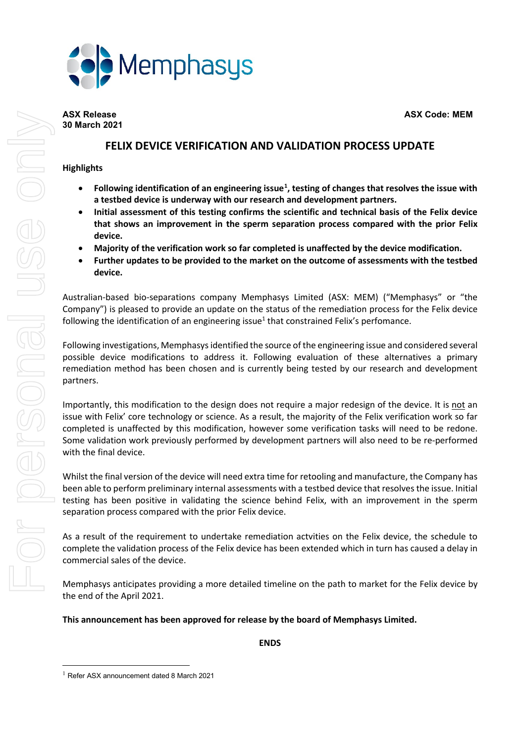**ASX Release**
**30 March 2021**

**ASX Code: MEM**

# FELIX DEVICE VERIFICATION AND VALIDATION PROCESS UPDATE

**Highlights**

- **Following identification of an engineering issue[1], testing of changes that resolves the issue with a testbed device is underway with our research and development partners.**
- **Initial assessment of this testing confirms the scientific and technical basis of the Felix device that shows an improvement in the sperm separation process compared with the prior Felix device.**
- **Majority of the verification work so far completed is unaffected by the device modification.**
- **Further updates to be provided to the market on the outcome of assessments with the testbed device.**

Australian-based bio-separations company Memphasys Limited (ASX: MEM) ("Memphasys" or "the Company") is pleased to provide an update on the status of the remediation process for the Felix device following the identification of an engineering issue[1] that constrained Felix's perfomance.

Following investigations, Memphasys identified the source of the engineering issue and considered several possible device modifications to address it. Following evaluation of these alternatives a primary remediation method has been chosen and is currently being tested by our research and development partners.

Importantly, this modification to the design does not require a major redesign of the device. It is not an issue with Felix' core technology or science. As a result, the majority of the Felix verification work so far completed is unaffected by this modification, however some verification tasks will need to be redone. Some validation work previously performed by development partners will also need to be re-performed with the final device.

Whilst the final version of the device will need extra time for retooling and manufacture, the Company has been able to perform preliminary internal assessments with a testbed device that resolves the issue. Initial testing has been positive in validating the science behind Felix, with an improvement in the sperm separation process compared with the prior Felix device.

As a result of the requirement to undertake remediation actvities on the Felix device, the schedule to complete the validation process of the Felix device has been extended which in turn has caused a delay in commercial sales of the device.

Memphasys anticipates providing a more detailed timeline on the path to market for the Felix device by the end of the April 2021.

**This announcement has been approved for release by the board of Memphasys Limited.**

**ENDS**

[1] Refer ASX announcement dated 8 March 2021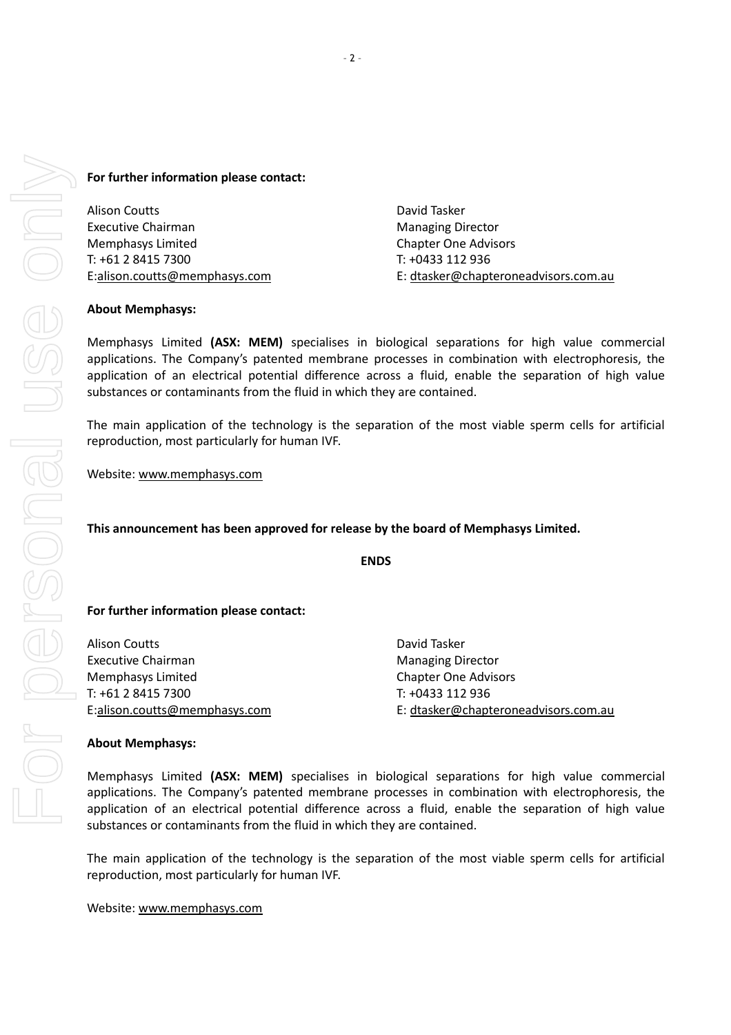**For further information please contact:**

Alison Coutts
Executive Chairman
Memphasys Limited
T: +61 2 8415 7300
E:alison.coutts@memphasys.com

David Tasker
Managing Director
Chapter One Advisors
T: +0433 112 936
E: dtasker@chapteroneadvisors.com.au

**About Memphasys:**

Memphasys Limited **(ASX: MEM)** specialises in biological separations for high value commercial applications. The Company's patented membrane processes in combination with electrophoresis, the application of an electrical potential difference across a fluid, enable the separation of high value substances or contaminants from the fluid in which they are contained.

The main application of the technology is the separation of the most viable sperm cells for artificial reproduction, most particularly for human IVF.

Website: www.memphasys.com

**This announcement has been approved for release by the board of Memphasys Limited.**

**ENDS**

**For further information please contact:**

Alison Coutts
Executive Chairman
Memphasys Limited
T: +61 2 8415 7300
E:alison.coutts@memphasys.com

David Tasker
Managing Director
Chapter One Advisors
T: +0433 112 936
E: dtasker@chapteroneadvisors.com.au

**About Memphasys:**

Memphasys Limited **(ASX: MEM)** specialises in biological separations for high value commercial applications. The Company's patented membrane processes in combination with electrophoresis, the application of an electrical potential difference across a fluid, enable the separation of high value substances or contaminants from the fluid in which they are contained.

The main application of the technology is the separation of the most viable sperm cells for artificial reproduction, most particularly for human IVF.

Website: www.memphasys.com